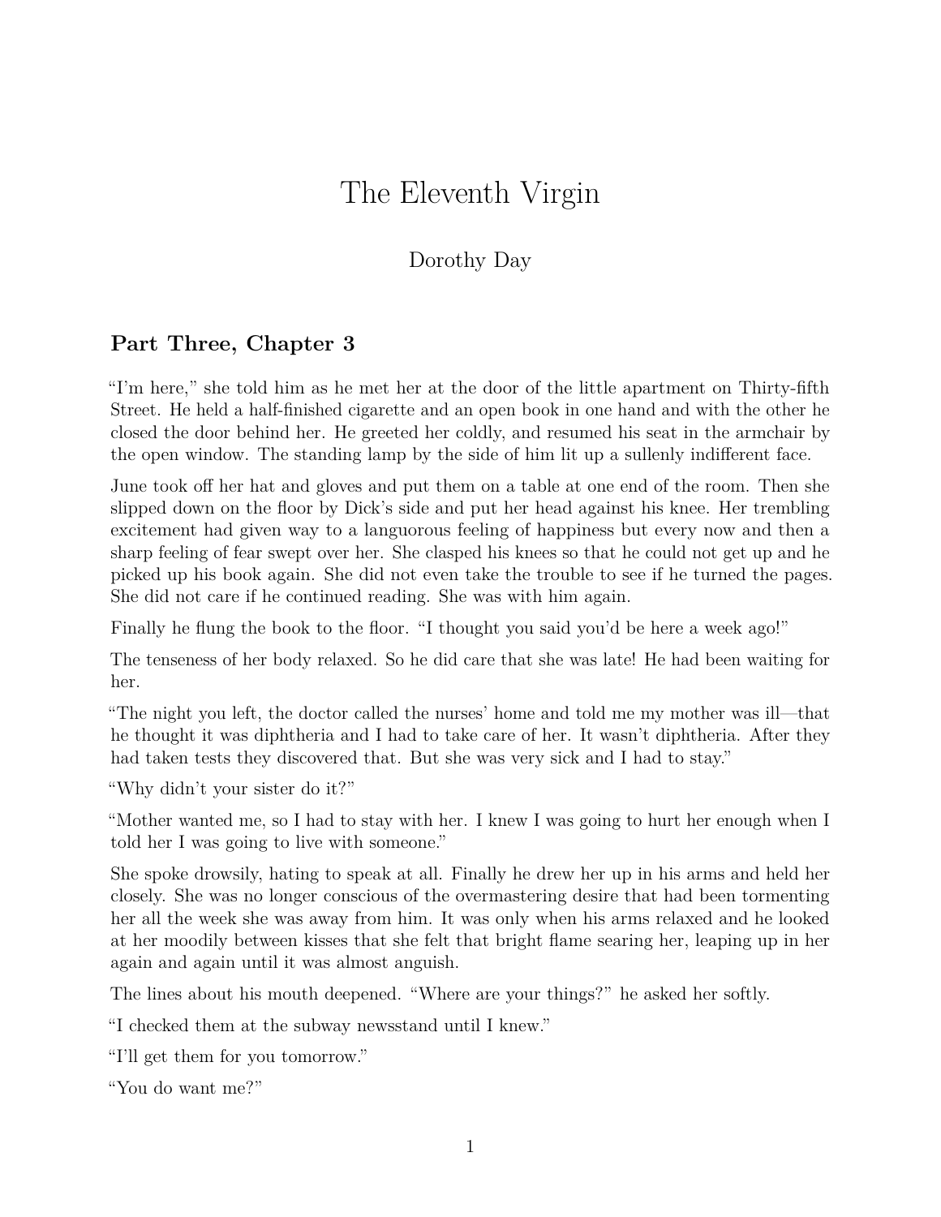# The Eleventh Virgin

Dorothy Day

## Part Three, Chapter 3

"I'm here," she told him as he met her at the door of the little apartment on Thirty-fifth Street. He held a half-finished cigarette and an open book in one hand and with the other he closed the door behind her. He greeted her coldly, and resumed his seat in the armchair by the open window. The standing lamp by the side of him lit up a sullenly indifferent face.

June took off her hat and gloves and put them on a table at one end of the room. Then she slipped down on the floor by Dick's side and put her head against his knee. Her trembling excitement had given way to a languorous feeling of happiness but every now and then a sharp feeling of fear swept over her. She clasped his knees so that he could not get up and he picked up his book again. She did not even take the trouble to see if he turned the pages. She did not care if he continued reading. She was with him again.

Finally he flung the book to the floor. "I thought you said you'd be here a week ago!"

The tenseness of her body relaxed. So he did care that she was late! He had been waiting for her.

"The night you left, the doctor called the nurses' home and told me my mother was ill—that he thought it was diphtheria and I had to take care of her. It wasn't diphtheria. After they had taken tests they discovered that. But she was very sick and I had to stay."

"Why didn't your sister do it?"

"Mother wanted me, so I had to stay with her. I knew I was going to hurt her enough when I told her I was going to live with someone."

She spoke drowsily, hating to speak at all. Finally he drew her up in his arms and held her closely. She was no longer conscious of the overmastering desire that had been tormenting her all the week she was away from him. It was only when his arms relaxed and he looked at her moodily between kisses that she felt that bright flame searing her, leaping up in her again and again until it was almost anguish.

The lines about his mouth deepened. "Where are your things?" he asked her softly.

"I checked them at the subway newsstand until I knew."

"I'll get them for you tomorrow."

"You do want me?"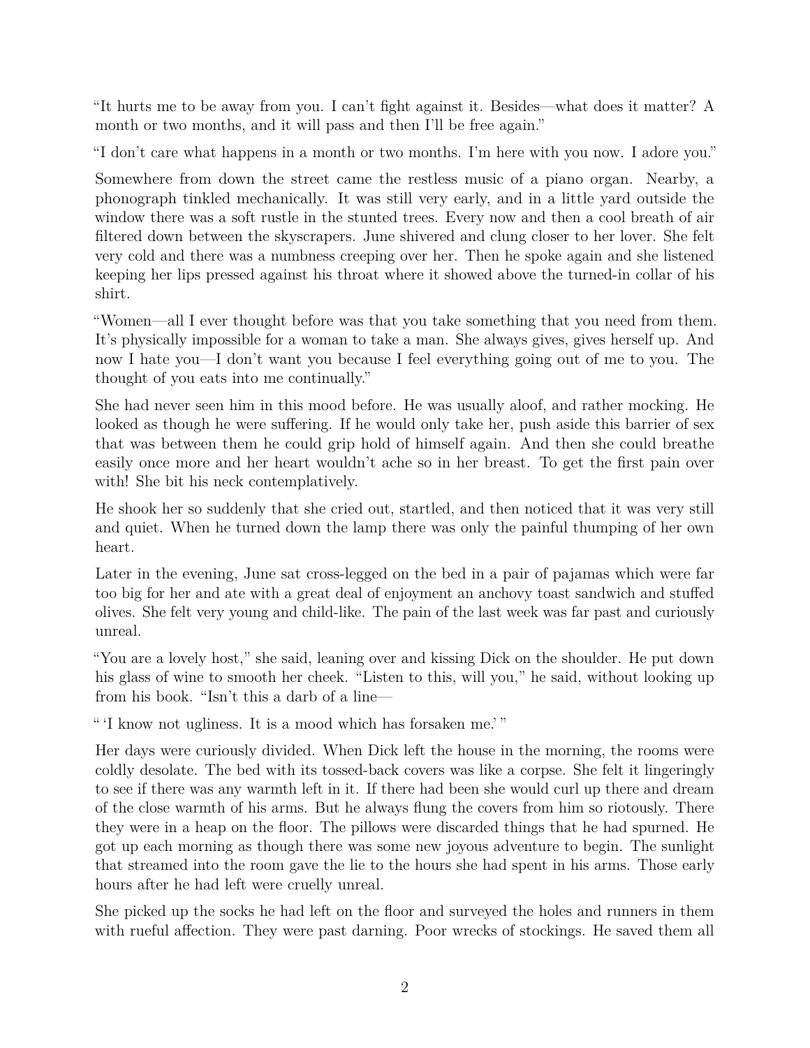"It hurts me to be away from you. I can't fight against it. Besides—what does it matter? A month or two months, and it will pass and then I'll be free again."

"I don't care what happens in a month or two months. I'm here with you now. I adore you."

Somewhere from down the street came the restless music of a piano organ. Nearby, a phonograph tinkled mechanically. It was still very early, and in a little yard outside the window there was a soft rustle in the stunted trees. Every now and then a cool breath of air filtered down between the skyscrapers. June shivered and clung closer to her lover. She felt very cold and there was a numbness creeping over her. Then he spoke again and she listened keeping her lips pressed against his throat where it showed above the turned-in collar of his shirt.

"Women—all I ever thought before was that you take something that you need from them. It's physically impossible for a woman to take a man. She always gives, gives herself up. And now I hate you—I don't want you because I feel everything going out of me to you. The thought of you eats into me continually."

She had never seen him in this mood before. He was usually aloof, and rather mocking. He looked as though he were suffering. If he would only take her, push aside this barrier of sex that was between them he could grip hold of himself again. And then she could breathe easily once more and her heart wouldn't ache so in her breast. To get the first pain over with! She bit his neck contemplatively.

He shook her so suddenly that she cried out, startled, and then noticed that it was very still and quiet. When he turned down the lamp there was only the painful thumping of her own heart.

Later in the evening, June sat cross-legged on the bed in a pair of pajamas which were far too big for her and ate with a great deal of enjoyment an anchovy toast sandwich and stuffed olives. She felt very young and child-like. The pain of the last week was far past and curiously unreal.

"You are a lovely host," she said, leaning over and kissing Dick on the shoulder. He put down his glass of wine to smooth her cheek. "Listen to this, will you," he said, without looking up from his book. "Isn't this a darb of a line—

" 'I know not ugliness. It is a mood which has forsaken me.' "

Her days were curiously divided. When Dick left the house in the morning, the rooms were coldly desolate. The bed with its tossed-back covers was like a corpse. She felt it lingeringly to see if there was any warmth left in it. If there had been she would curl up there and dream of the close warmth of his arms. But he always flung the covers from him so riotously. There they were in a heap on the floor. The pillows were discarded things that he had spurned. He got up each morning as though there was some new joyous adventure to begin. The sunlight that streamed into the room gave the lie to the hours she had spent in his arms. Those early hours after he had left were cruelly unreal.

She picked up the socks he had left on the floor and surveyed the holes and runners in them with rueful affection. They were past darning. Poor wrecks of stockings. He saved them all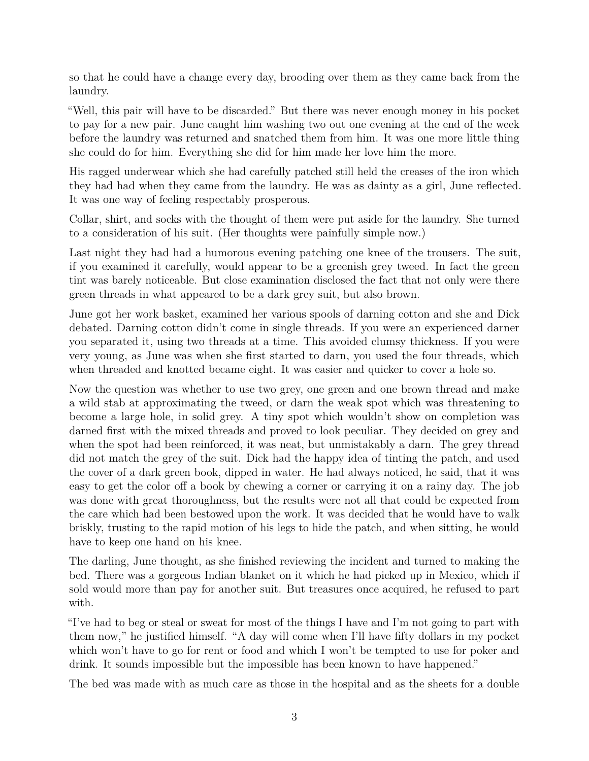so that he could have a change every day, brooding over them as they came back from the laundry.

"Well, this pair will have to be discarded." But there was never enough money in his pocket to pay for a new pair. June caught him washing two out one evening at the end of the week before the laundry was returned and snatched them from him. It was one more little thing she could do for him. Everything she did for him made her love him the more.

His ragged underwear which she had carefully patched still held the creases of the iron which they had had when they came from the laundry. He was as dainty as a girl, June reflected. It was one way of feeling respectably prosperous.

Collar, shirt, and socks with the thought of them were put aside for the laundry. She turned to a consideration of his suit. (Her thoughts were painfully simple now.)

Last night they had had a humorous evening patching one knee of the trousers. The suit, if you examined it carefully, would appear to be a greenish grey tweed. In fact the green tint was barely noticeable. But close examination disclosed the fact that not only were there green threads in what appeared to be a dark grey suit, but also brown.

June got her work basket, examined her various spools of darning cotton and she and Dick debated. Darning cotton didn't come in single threads. If you were an experienced darner you separated it, using two threads at a time. This avoided clumsy thickness. If you were very young, as June was when she first started to darn, you used the four threads, which when threaded and knotted became eight. It was easier and quicker to cover a hole so.

Now the question was whether to use two grey, one green and one brown thread and make a wild stab at approximating the tweed, or darn the weak spot which was threatening to become a large hole, in solid grey. A tiny spot which wouldn't show on completion was darned first with the mixed threads and proved to look peculiar. They decided on grey and when the spot had been reinforced, it was neat, but unmistakably a darn. The grey thread did not match the grey of the suit. Dick had the happy idea of tinting the patch, and used the cover of a dark green book, dipped in water. He had always noticed, he said, that it was easy to get the color off a book by chewing a corner or carrying it on a rainy day. The job was done with great thoroughness, but the results were not all that could be expected from the care which had been bestowed upon the work. It was decided that he would have to walk briskly, trusting to the rapid motion of his legs to hide the patch, and when sitting, he would have to keep one hand on his knee.

The darling, June thought, as she finished reviewing the incident and turned to making the bed. There was a gorgeous Indian blanket on it which he had picked up in Mexico, which if sold would more than pay for another suit. But treasures once acquired, he refused to part with.

"I've had to beg or steal or sweat for most of the things I have and I'm not going to part with them now," he justified himself. "A day will come when I'll have fifty dollars in my pocket which won't have to go for rent or food and which I won't be tempted to use for poker and drink. It sounds impossible but the impossible has been known to have happened."

The bed was made with as much care as those in the hospital and as the sheets for a double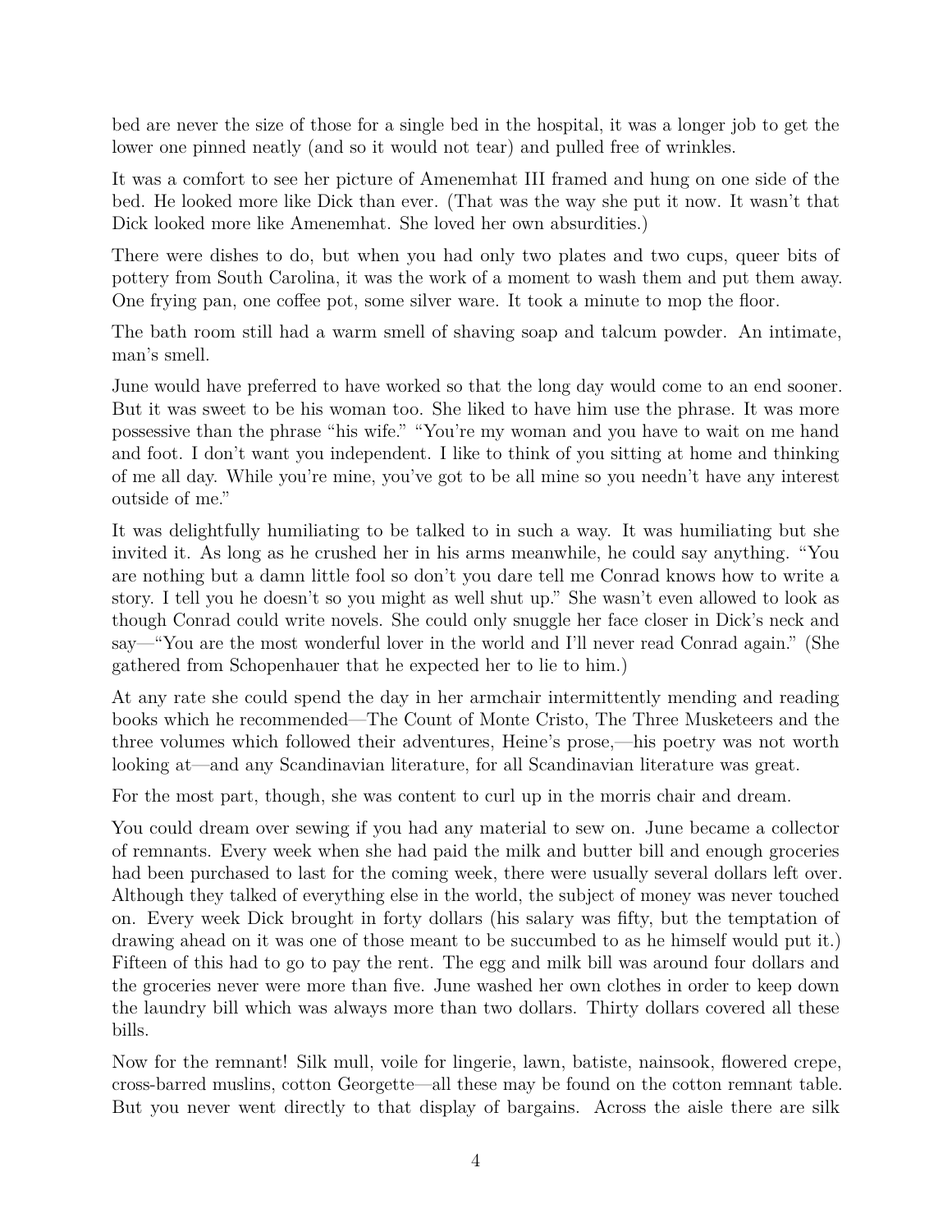bed are never the size of those for a single bed in the hospital, it was a longer job to get the lower one pinned neatly (and so it would not tear) and pulled free of wrinkles.

It was a comfort to see her picture of Amenemhat III framed and hung on one side of the bed. He looked more like Dick than ever. (That was the way she put it now. It wasn't that Dick looked more like Amenemhat. She loved her own absurdities.)

There were dishes to do, but when you had only two plates and two cups, queer bits of pottery from South Carolina, it was the work of a moment to wash them and put them away. One frying pan, one coffee pot, some silver ware. It took a minute to mop the floor.

The bath room still had a warm smell of shaving soap and talcum powder. An intimate, man's smell.

June would have preferred to have worked so that the long day would come to an end sooner. But it was sweet to be his woman too. She liked to have him use the phrase. It was more possessive than the phrase "his wife." "You're my woman and you have to wait on me hand and foot. I don't want you independent. I like to think of you sitting at home and thinking of me all day. While you're mine, you've got to be all mine so you needn't have any interest outside of me."

It was delightfully humiliating to be talked to in such a way. It was humiliating but she invited it. As long as he crushed her in his arms meanwhile, he could say anything. "You are nothing but a damn little fool so don't you dare tell me Conrad knows how to write a story. I tell you he doesn't so you might as well shut up." She wasn't even allowed to look as though Conrad could write novels. She could only snuggle her face closer in Dick's neck and say—"You are the most wonderful lover in the world and I'll never read Conrad again." (She gathered from Schopenhauer that he expected her to lie to him.)

At any rate she could spend the day in her armchair intermittently mending and reading books which he recommended—The Count of Monte Cristo, The Three Musketeers and the three volumes which followed their adventures, Heine's prose,—his poetry was not worth looking at—and any Scandinavian literature, for all Scandinavian literature was great.

For the most part, though, she was content to curl up in the morris chair and dream.

You could dream over sewing if you had any material to sew on. June became a collector of remnants. Every week when she had paid the milk and butter bill and enough groceries had been purchased to last for the coming week, there were usually several dollars left over. Although they talked of everything else in the world, the subject of money was never touched on. Every week Dick brought in forty dollars (his salary was fifty, but the temptation of drawing ahead on it was one of those meant to be succumbed to as he himself would put it.) Fifteen of this had to go to pay the rent. The egg and milk bill was around four dollars and the groceries never were more than five. June washed her own clothes in order to keep down the laundry bill which was always more than two dollars. Thirty dollars covered all these bills.

Now for the remnant! Silk mull, voile for lingerie, lawn, batiste, nainsook, flowered crepe, cross-barred muslins, cotton Georgette—all these may be found on the cotton remnant table. But you never went directly to that display of bargains. Across the aisle there are silk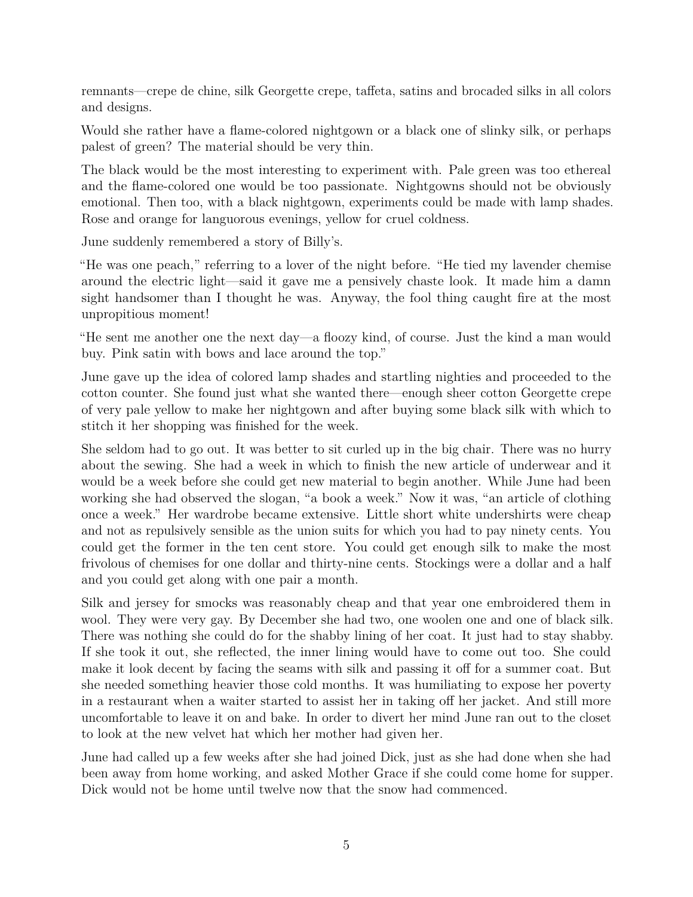remnants—crepe de chine, silk Georgette crepe, taffeta, satins and brocaded silks in all colors and designs.

Would she rather have a flame-colored nightgown or a black one of slinky silk, or perhaps palest of green? The material should be very thin.

The black would be the most interesting to experiment with. Pale green was too ethereal and the flame-colored one would be too passionate. Nightgowns should not be obviously emotional. Then too, with a black nightgown, experiments could be made with lamp shades. Rose and orange for languorous evenings, yellow for cruel coldness.

June suddenly remembered a story of Billy's.

"He was one peach," referring to a lover of the night before. "He tied my lavender chemise around the electric light—said it gave me a pensively chaste look. It made him a damn sight handsomer than I thought he was. Anyway, the fool thing caught fire at the most unpropitious moment!

"He sent me another one the next day—a floozy kind, of course. Just the kind a man would buy. Pink satin with bows and lace around the top."

June gave up the idea of colored lamp shades and startling nighties and proceeded to the cotton counter. She found just what she wanted there—enough sheer cotton Georgette crepe of very pale yellow to make her nightgown and after buying some black silk with which to stitch it her shopping was finished for the week.

She seldom had to go out. It was better to sit curled up in the big chair. There was no hurry about the sewing. She had a week in which to finish the new article of underwear and it would be a week before she could get new material to begin another. While June had been working she had observed the slogan, "a book a week." Now it was, "an article of clothing once a week." Her wardrobe became extensive. Little short white undershirts were cheap and not as repulsively sensible as the union suits for which you had to pay ninety cents. You could get the former in the ten cent store. You could get enough silk to make the most frivolous of chemises for one dollar and thirty-nine cents. Stockings were a dollar and a half and you could get along with one pair a month.

Silk and jersey for smocks was reasonably cheap and that year one embroidered them in wool. They were very gay. By December she had two, one woolen one and one of black silk. There was nothing she could do for the shabby lining of her coat. It just had to stay shabby. If she took it out, she reflected, the inner lining would have to come out too. She could make it look decent by facing the seams with silk and passing it off for a summer coat. But she needed something heavier those cold months. It was humiliating to expose her poverty in a restaurant when a waiter started to assist her in taking off her jacket. And still more uncomfortable to leave it on and bake. In order to divert her mind June ran out to the closet to look at the new velvet hat which her mother had given her.

June had called up a few weeks after she had joined Dick, just as she had done when she had been away from home working, and asked Mother Grace if she could come home for supper. Dick would not be home until twelve now that the snow had commenced.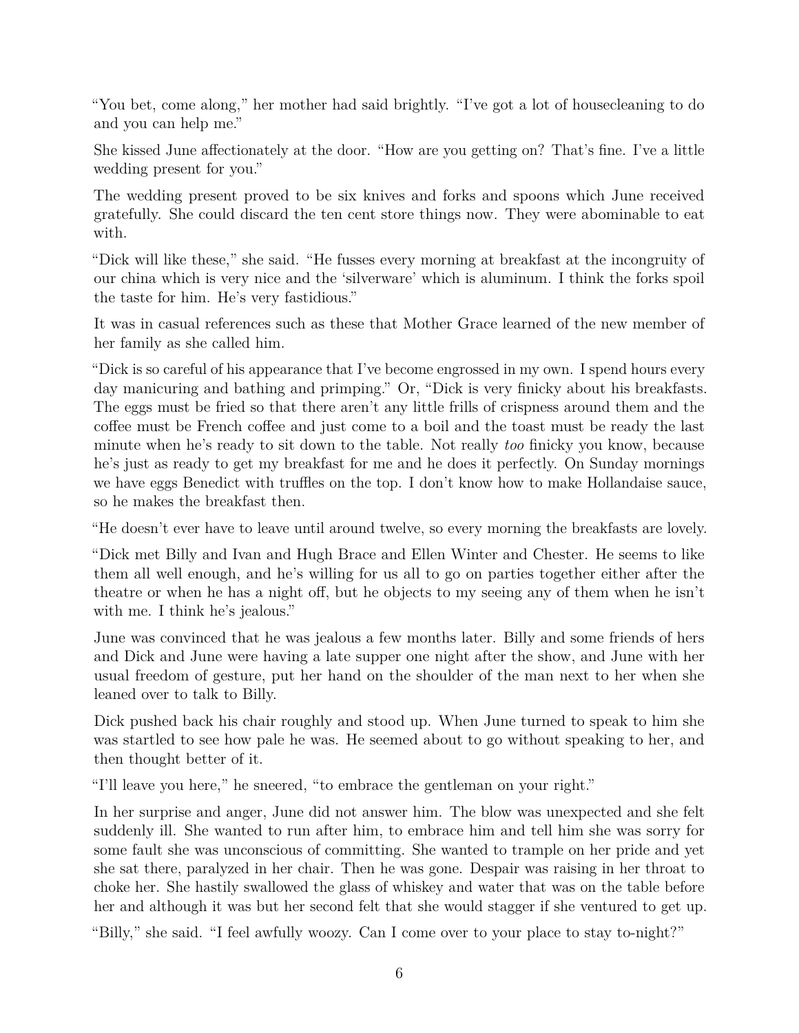"You bet, come along," her mother had said brightly. "I've got a lot of housecleaning to do and you can help me."

She kissed June affectionately at the door. "How are you getting on? That's fine. I've a little wedding present for you."

The wedding present proved to be six knives and forks and spoons which June received gratefully. She could discard the ten cent store things now. They were abominable to eat with.

"Dick will like these," she said. "He fusses every morning at breakfast at the incongruity of our china which is very nice and the 'silverware' which is aluminum. I think the forks spoil the taste for him. He's very fastidious."

It was in casual references such as these that Mother Grace learned of the new member of her family as she called him.

"Dick is so careful of his appearance that I've become engrossed in my own. I spend hours every day manicuring and bathing and primping." Or, "Dick is very finicky about his breakfasts. The eggs must be fried so that there aren't any little frills of crispness around them and the coffee must be French coffee and just come to a boil and the toast must be ready the last minute when he's ready to sit down to the table. Not really *too* finicky you know, because he's just as ready to get my breakfast for me and he does it perfectly. On Sunday mornings we have eggs Benedict with truffles on the top. I don't know how to make Hollandaise sauce, so he makes the breakfast then.

"He doesn't ever have to leave until around twelve, so every morning the breakfasts are lovely.

"Dick met Billy and Ivan and Hugh Brace and Ellen Winter and Chester. He seems to like them all well enough, and he's willing for us all to go on parties together either after the theatre or when he has a night off, but he objects to my seeing any of them when he isn't with me. I think he's jealous."

June was convinced that he was jealous a few months later. Billy and some friends of hers and Dick and June were having a late supper one night after the show, and June with her usual freedom of gesture, put her hand on the shoulder of the man next to her when she leaned over to talk to Billy.

Dick pushed back his chair roughly and stood up. When June turned to speak to him she was startled to see how pale he was. He seemed about to go without speaking to her, and then thought better of it.

"I'll leave you here," he sneered, "to embrace the gentleman on your right."

In her surprise and anger, June did not answer him. The blow was unexpected and she felt suddenly ill. She wanted to run after him, to embrace him and tell him she was sorry for some fault she was unconscious of committing. She wanted to trample on her pride and yet she sat there, paralyzed in her chair. Then he was gone. Despair was raising in her throat to choke her. She hastily swallowed the glass of whiskey and water that was on the table before her and although it was but her second felt that she would stagger if she ventured to get up.

"Billy," she said. "I feel awfully woozy. Can I come over to your place to stay to-night?"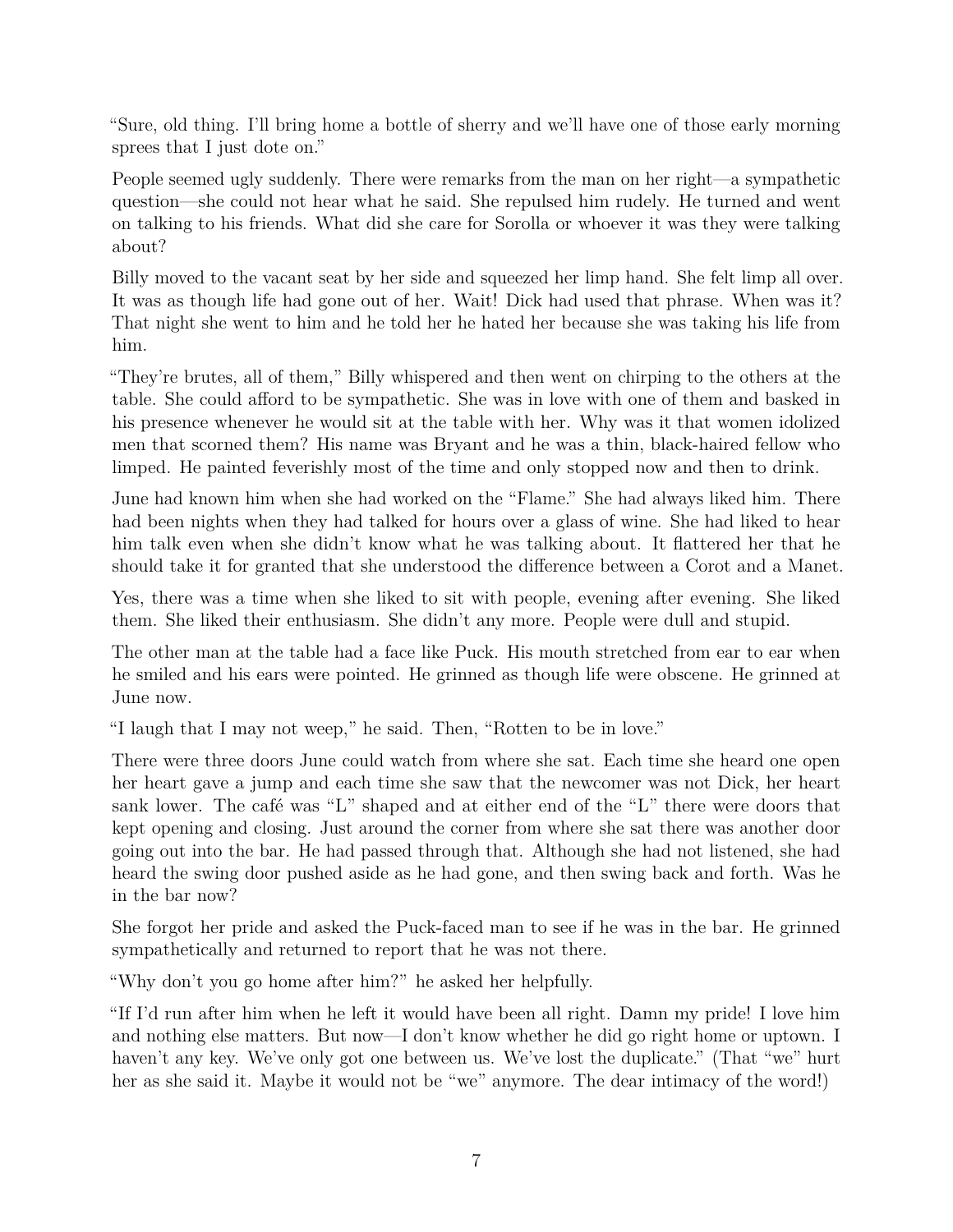"Sure, old thing. I'll bring home a bottle of sherry and we'll have one of those early morning sprees that I just dote on."

People seemed ugly suddenly. There were remarks from the man on her right—a sympathetic question—she could not hear what he said. She repulsed him rudely. He turned and went on talking to his friends. What did she care for Sorolla or whoever it was they were talking about?

Billy moved to the vacant seat by her side and squeezed her limp hand. She felt limp all over. It was as though life had gone out of her. Wait! Dick had used that phrase. When was it? That night she went to him and he told her he hated her because she was taking his life from him.

"They're brutes, all of them," Billy whispered and then went on chirping to the others at the table. She could afford to be sympathetic. She was in love with one of them and basked in his presence whenever he would sit at the table with her. Why was it that women idolized men that scorned them? His name was Bryant and he was a thin, black-haired fellow who limped. He painted feverishly most of the time and only stopped now and then to drink.

June had known him when she had worked on the "Flame." She had always liked him. There had been nights when they had talked for hours over a glass of wine. She had liked to hear him talk even when she didn't know what he was talking about. It flattered her that he should take it for granted that she understood the difference between a Corot and a Manet.

Yes, there was a time when she liked to sit with people, evening after evening. She liked them. She liked their enthusiasm. She didn't any more. People were dull and stupid.

The other man at the table had a face like Puck. His mouth stretched from ear to ear when he smiled and his ears were pointed. He grinned as though life were obscene. He grinned at June now.

"I laugh that I may not weep," he said. Then, "Rotten to be in love."

There were three doors June could watch from where she sat. Each time she heard one open her heart gave a jump and each time she saw that the newcomer was not Dick, her heart sank lower. The café was "L" shaped and at either end of the "L" there were doors that kept opening and closing. Just around the corner from where she sat there was another door going out into the bar. He had passed through that. Although she had not listened, she had heard the swing door pushed aside as he had gone, and then swing back and forth. Was he in the bar now?

She forgot her pride and asked the Puck-faced man to see if he was in the bar. He grinned sympathetically and returned to report that he was not there.

"Why don't you go home after him?" he asked her helpfully.

"If I'd run after him when he left it would have been all right. Damn my pride! I love him and nothing else matters. But now—I don't know whether he did go right home or uptown. I haven't any key. We've only got one between us. We've lost the duplicate." (That "we" hurt her as she said it. Maybe it would not be "we" anymore. The dear intimacy of the word!)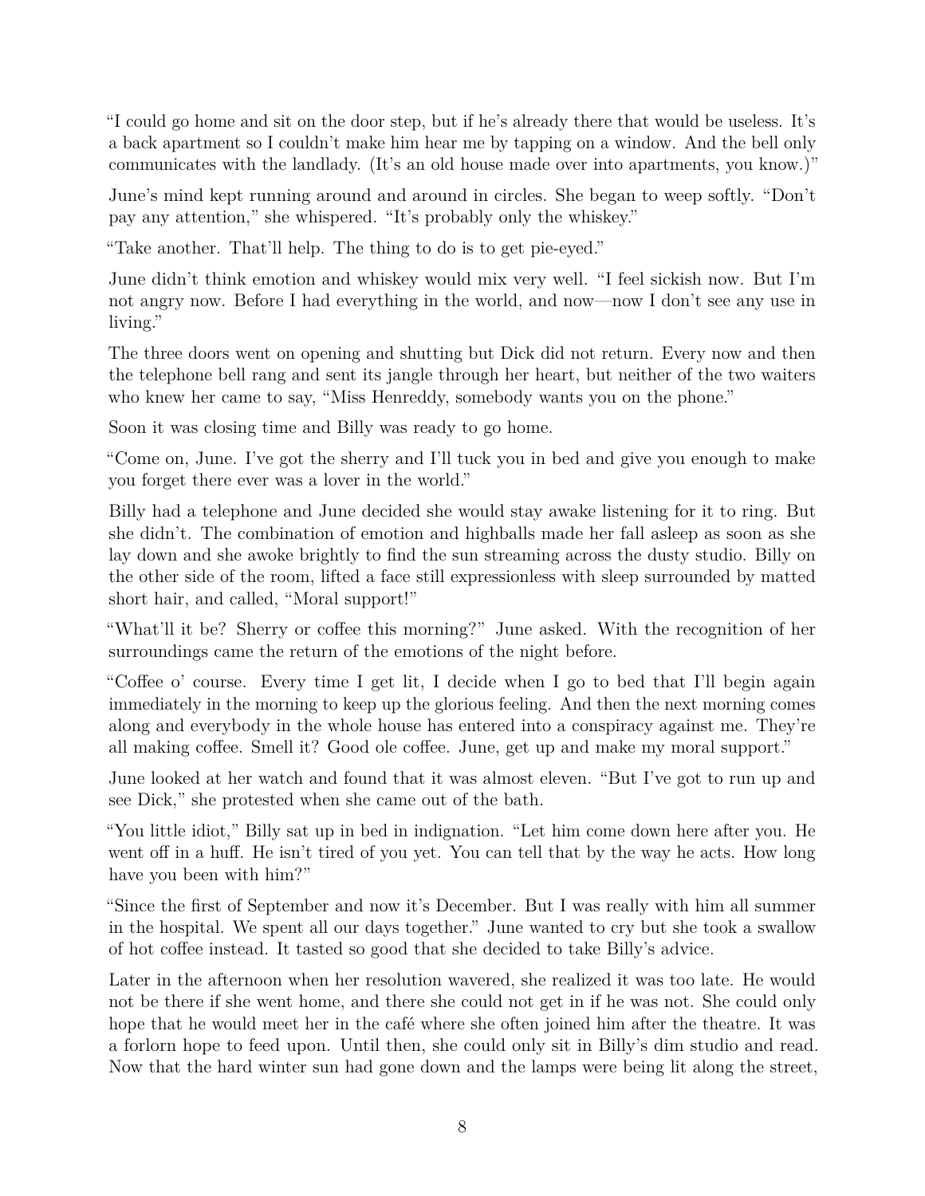"I could go home and sit on the door step, but if he's already there that would be useless. It's a back apartment so I couldn't make him hear me by tapping on a window. And the bell only communicates with the landlady. (It's an old house made over into apartments, you know.)"

June's mind kept running around and around in circles. She began to weep softly. "Don't pay any attention," she whispered. "It's probably only the whiskey."

"Take another. That'll help. The thing to do is to get pie-eyed."

June didn't think emotion and whiskey would mix very well. "I feel sickish now. But I'm not angry now. Before I had everything in the world, and now—now I don't see any use in living."

The three doors went on opening and shutting but Dick did not return. Every now and then the telephone bell rang and sent its jangle through her heart, but neither of the two waiters who knew her came to say, "Miss Henreddy, somebody wants you on the phone."

Soon it was closing time and Billy was ready to go home.

"Come on, June. I've got the sherry and I'll tuck you in bed and give you enough to make you forget there ever was a lover in the world."

Billy had a telephone and June decided she would stay awake listening for it to ring. But she didn't. The combination of emotion and highballs made her fall asleep as soon as she lay down and she awoke brightly to find the sun streaming across the dusty studio. Billy on the other side of the room, lifted a face still expressionless with sleep surrounded by matted short hair, and called, "Moral support!"

"What'll it be? Sherry or coffee this morning?" June asked. With the recognition of her surroundings came the return of the emotions of the night before.

"Coffee o' course. Every time I get lit, I decide when I go to bed that I'll begin again immediately in the morning to keep up the glorious feeling. And then the next morning comes along and everybody in the whole house has entered into a conspiracy against me. They're all making coffee. Smell it? Good ole coffee. June, get up and make my moral support."

June looked at her watch and found that it was almost eleven. "But I've got to run up and see Dick," she protested when she came out of the bath.

"You little idiot," Billy sat up in bed in indignation. "Let him come down here after you. He went off in a huff. He isn't tired of you yet. You can tell that by the way he acts. How long have you been with him?"

"Since the first of September and now it's December. But I was really with him all summer in the hospital. We spent all our days together." June wanted to cry but she took a swallow of hot coffee instead. It tasted so good that she decided to take Billy's advice.

Later in the afternoon when her resolution wavered, she realized it was too late. He would not be there if she went home, and there she could not get in if he was not. She could only hope that he would meet her in the café where she often joined him after the theatre. It was a forlorn hope to feed upon. Until then, she could only sit in Billy's dim studio and read. Now that the hard winter sun had gone down and the lamps were being lit along the street,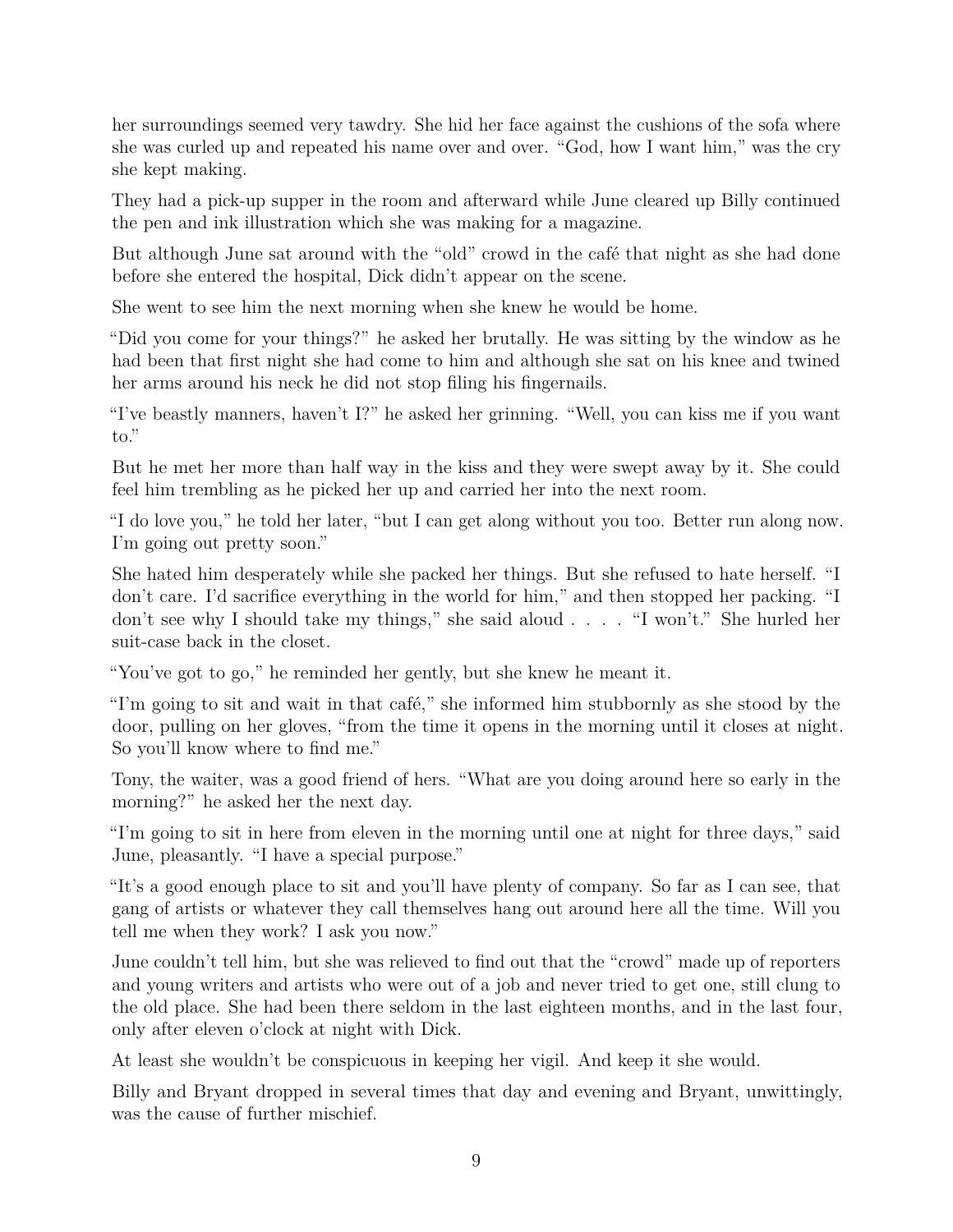her surroundings seemed very tawdry. She hid her face against the cushions of the sofa where she was curled up and repeated his name over and over. "God, how I want him," was the cry she kept making.

They had a pick-up supper in the room and afterward while June cleared up Billy continued the pen and ink illustration which she was making for a magazine.

But although June sat around with the "old" crowd in the café that night as she had done before she entered the hospital, Dick didn't appear on the scene.

She went to see him the next morning when she knew he would be home.

"Did you come for your things?" he asked her brutally. He was sitting by the window as he had been that first night she had come to him and although she sat on his knee and twined her arms around his neck he did not stop filing his fingernails.

"I've beastly manners, haven't I?" he asked her grinning. "Well, you can kiss me if you want to."

But he met her more than half way in the kiss and they were swept away by it. She could feel him trembling as he picked her up and carried her into the next room.

"I do love you," he told her later, "but I can get along without you too. Better run along now. I'm going out pretty soon."

She hated him desperately while she packed her things. But she refused to hate herself. "I don't care. I'd sacrifice everything in the world for him," and then stopped her packing. "I don't see why I should take my things," she said aloud . . . . "I won't." She hurled her suit-case back in the closet.

"You've got to go," he reminded her gently, but she knew he meant it.

"I'm going to sit and wait in that café," she informed him stubbornly as she stood by the door, pulling on her gloves, "from the time it opens in the morning until it closes at night. So you'll know where to find me."

Tony, the waiter, was a good friend of hers. "What are you doing around here so early in the morning?" he asked her the next day.

"I'm going to sit in here from eleven in the morning until one at night for three days," said June, pleasantly. "I have a special purpose."

"It's a good enough place to sit and you'll have plenty of company. So far as I can see, that gang of artists or whatever they call themselves hang out around here all the time. Will you tell me when they work? I ask you now."

June couldn't tell him, but she was relieved to find out that the "crowd" made up of reporters and young writers and artists who were out of a job and never tried to get one, still clung to the old place. She had been there seldom in the last eighteen months, and in the last four, only after eleven o'clock at night with Dick.

At least she wouldn't be conspicuous in keeping her vigil. And keep it she would.

Billy and Bryant dropped in several times that day and evening and Bryant, unwittingly, was the cause of further mischief.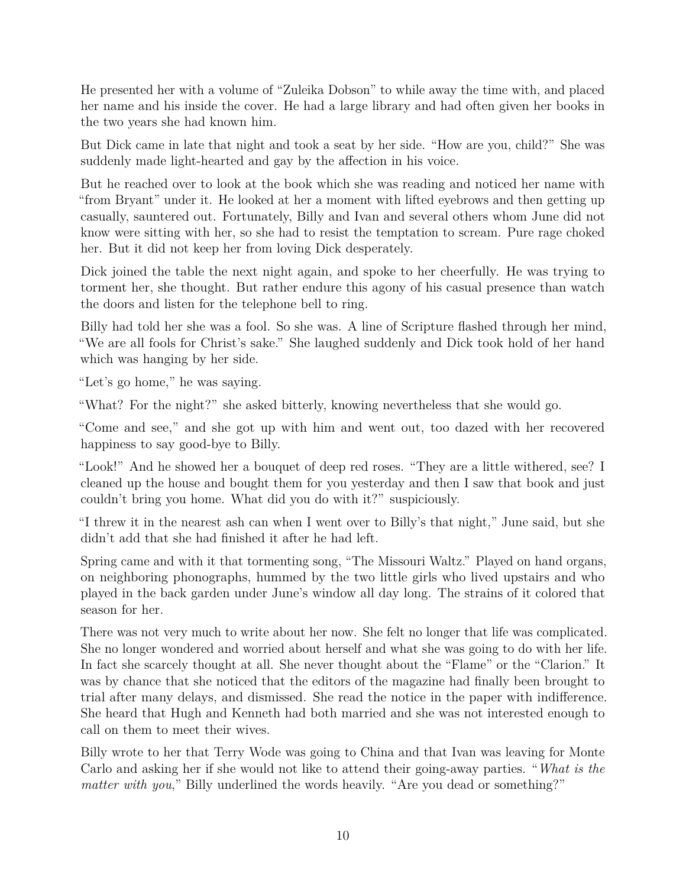He presented her with a volume of "Zuleika Dobson" to while away the time with, and placed her name and his inside the cover. He had a large library and had often given her books in the two years she had known him.

But Dick came in late that night and took a seat by her side. "How are you, child?" She was suddenly made light-hearted and gay by the affection in his voice.

But he reached over to look at the book which she was reading and noticed her name with "from Bryant" under it. He looked at her a moment with lifted eyebrows and then getting up casually, sauntered out. Fortunately, Billy and Ivan and several others whom June did not know were sitting with her, so she had to resist the temptation to scream. Pure rage choked her. But it did not keep her from loving Dick desperately.

Dick joined the table the next night again, and spoke to her cheerfully. He was trying to torment her, she thought. But rather endure this agony of his casual presence than watch the doors and listen for the telephone bell to ring.

Billy had told her she was a fool. So she was. A line of Scripture flashed through her mind, "We are all fools for Christ's sake." She laughed suddenly and Dick took hold of her hand which was hanging by her side.

"Let's go home," he was saying.

"What? For the night?" she asked bitterly, knowing nevertheless that she would go.

"Come and see," and she got up with him and went out, too dazed with her recovered happiness to say good-bye to Billy.

"Look!" And he showed her a bouquet of deep red roses. "They are a little withered, see? I cleaned up the house and bought them for you yesterday and then I saw that book and just couldn't bring you home. What did you do with it?" suspiciously.

"I threw it in the nearest ash can when I went over to Billy's that night," June said, but she didn't add that she had finished it after he had left.

Spring came and with it that tormenting song, "The Missouri Waltz." Played on hand organs, on neighboring phonographs, hummed by the two little girls who lived upstairs and who played in the back garden under June's window all day long. The strains of it colored that season for her.

There was not very much to write about her now. She felt no longer that life was complicated. She no longer wondered and worried about herself and what she was going to do with her life. In fact she scarcely thought at all. She never thought about the "Flame" or the "Clarion." It was by chance that she noticed that the editors of the magazine had finally been brought to trial after many delays, and dismissed. She read the notice in the paper with indifference. She heard that Hugh and Kenneth had both married and she was not interested enough to call on them to meet their wives.

Billy wrote to her that Terry Wode was going to China and that Ivan was leaving for Monte Carlo and asking her if she would not like to attend their going-away parties. "*What is the matter with you*," Billy underlined the words heavily. "Are you dead or something?"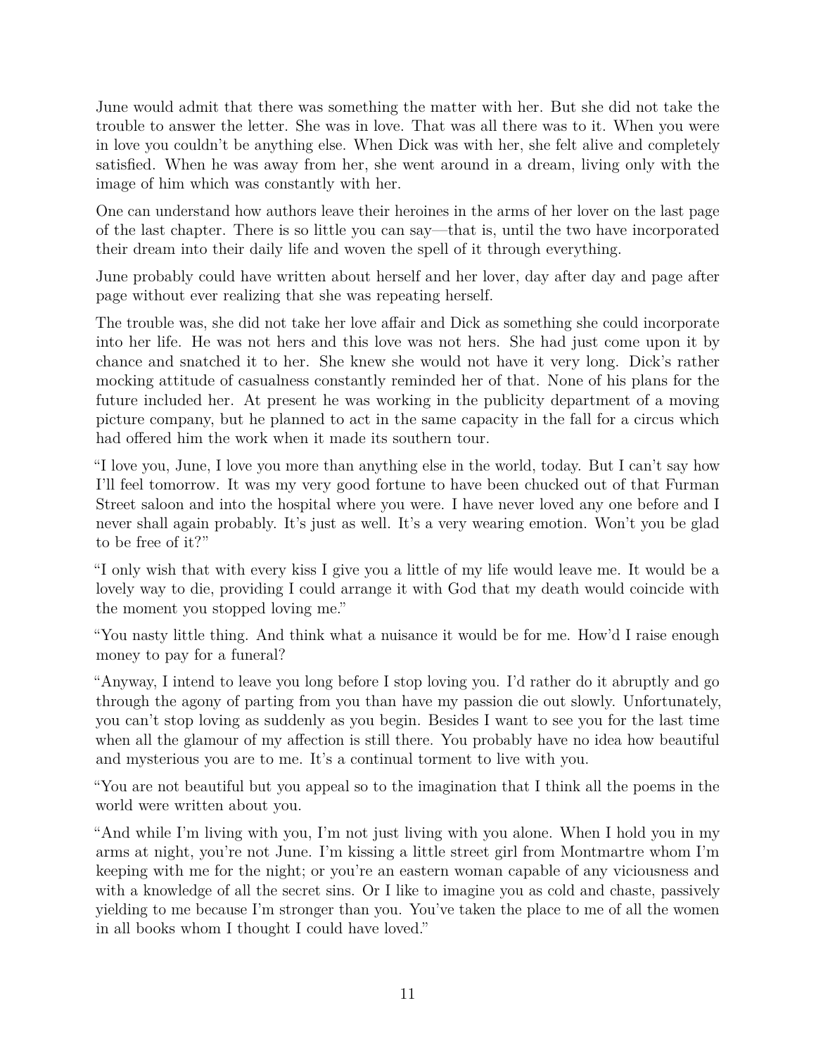June would admit that there was something the matter with her. But she did not take the trouble to answer the letter. She was in love. That was all there was to it. When you were in love you couldn't be anything else. When Dick was with her, she felt alive and completely satisfied. When he was away from her, she went around in a dream, living only with the image of him which was constantly with her.

One can understand how authors leave their heroines in the arms of her lover on the last page of the last chapter. There is so little you can say—that is, until the two have incorporated their dream into their daily life and woven the spell of it through everything.

June probably could have written about herself and her lover, day after day and page after page without ever realizing that she was repeating herself.

The trouble was, she did not take her love affair and Dick as something she could incorporate into her life. He was not hers and this love was not hers. She had just come upon it by chance and snatched it to her. She knew she would not have it very long. Dick's rather mocking attitude of casualness constantly reminded her of that. None of his plans for the future included her. At present he was working in the publicity department of a moving picture company, but he planned to act in the same capacity in the fall for a circus which had offered him the work when it made its southern tour.

"I love you, June, I love you more than anything else in the world, today. But I can't say how I'll feel tomorrow. It was my very good fortune to have been chucked out of that Furman Street saloon and into the hospital where you were. I have never loved any one before and I never shall again probably. It's just as well. It's a very wearing emotion. Won't you be glad to be free of it?"

"I only wish that with every kiss I give you a little of my life would leave me. It would be a lovely way to die, providing I could arrange it with God that my death would coincide with the moment you stopped loving me."

"You nasty little thing. And think what a nuisance it would be for me. How'd I raise enough money to pay for a funeral?

"Anyway, I intend to leave you long before I stop loving you. I'd rather do it abruptly and go through the agony of parting from you than have my passion die out slowly. Unfortunately, you can't stop loving as suddenly as you begin. Besides I want to see you for the last time when all the glamour of my affection is still there. You probably have no idea how beautiful and mysterious you are to me. It's a continual torment to live with you.

"You are not beautiful but you appeal so to the imagination that I think all the poems in the world were written about you.

"And while I'm living with you, I'm not just living with you alone. When I hold you in my arms at night, you're not June. I'm kissing a little street girl from Montmartre whom I'm keeping with me for the night; or you're an eastern woman capable of any viciousness and with a knowledge of all the secret sins. Or I like to imagine you as cold and chaste, passively yielding to me because I'm stronger than you. You've taken the place to me of all the women in all books whom I thought I could have loved."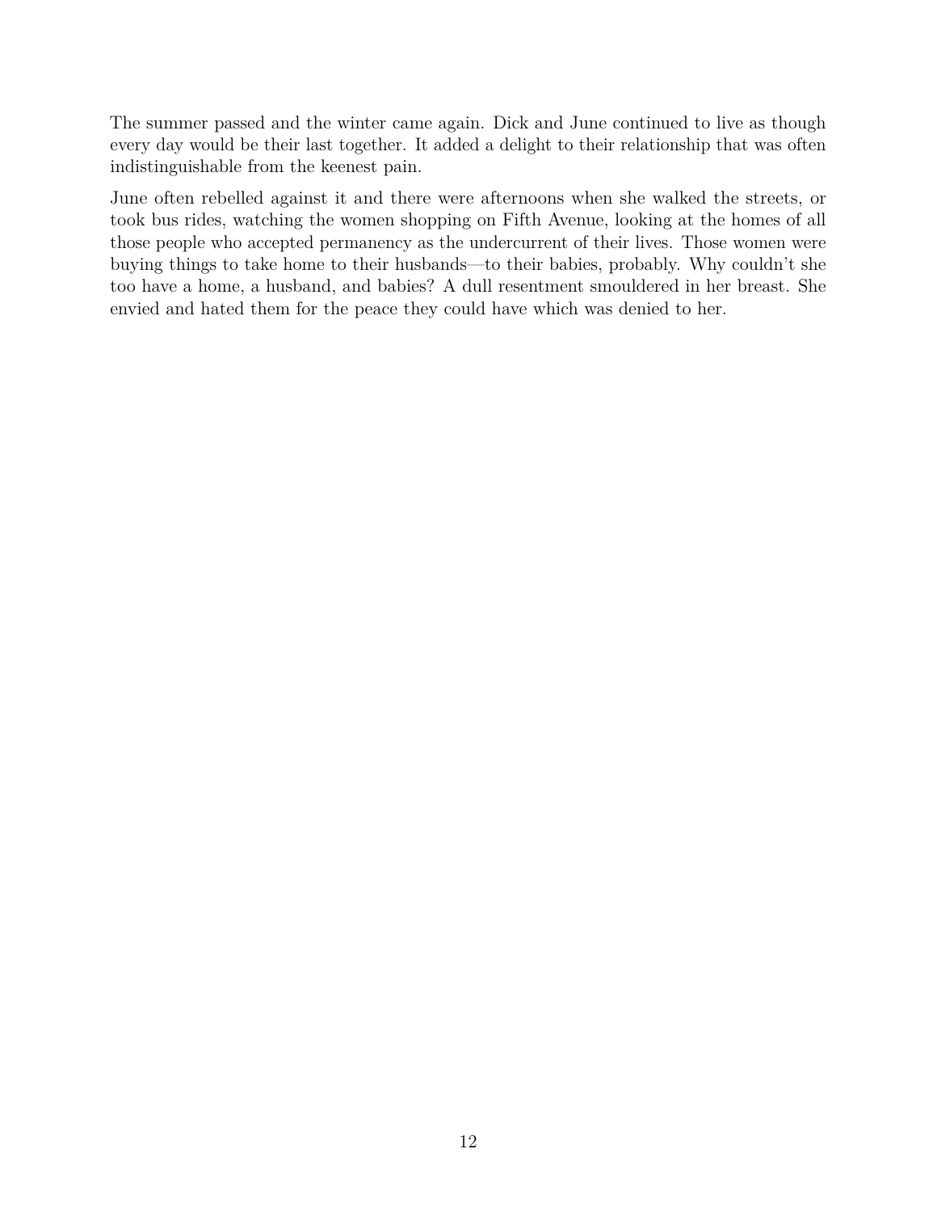The summer passed and the winter came again. Dick and June continued to live as though every day would be their last together. It added a delight to their relationship that was often indistinguishable from the keenest pain.

June often rebelled against it and there were afternoons when she walked the streets, or took bus rides, watching the women shopping on Fifth Avenue, looking at the homes of all those people who accepted permanency as the undercurrent of their lives. Those women were buying things to take home to their husbands—to their babies, probably. Why couldn't she too have a home, a husband, and babies? A dull resentment smouldered in her breast. She envied and hated them for the peace they could have which was denied to her.